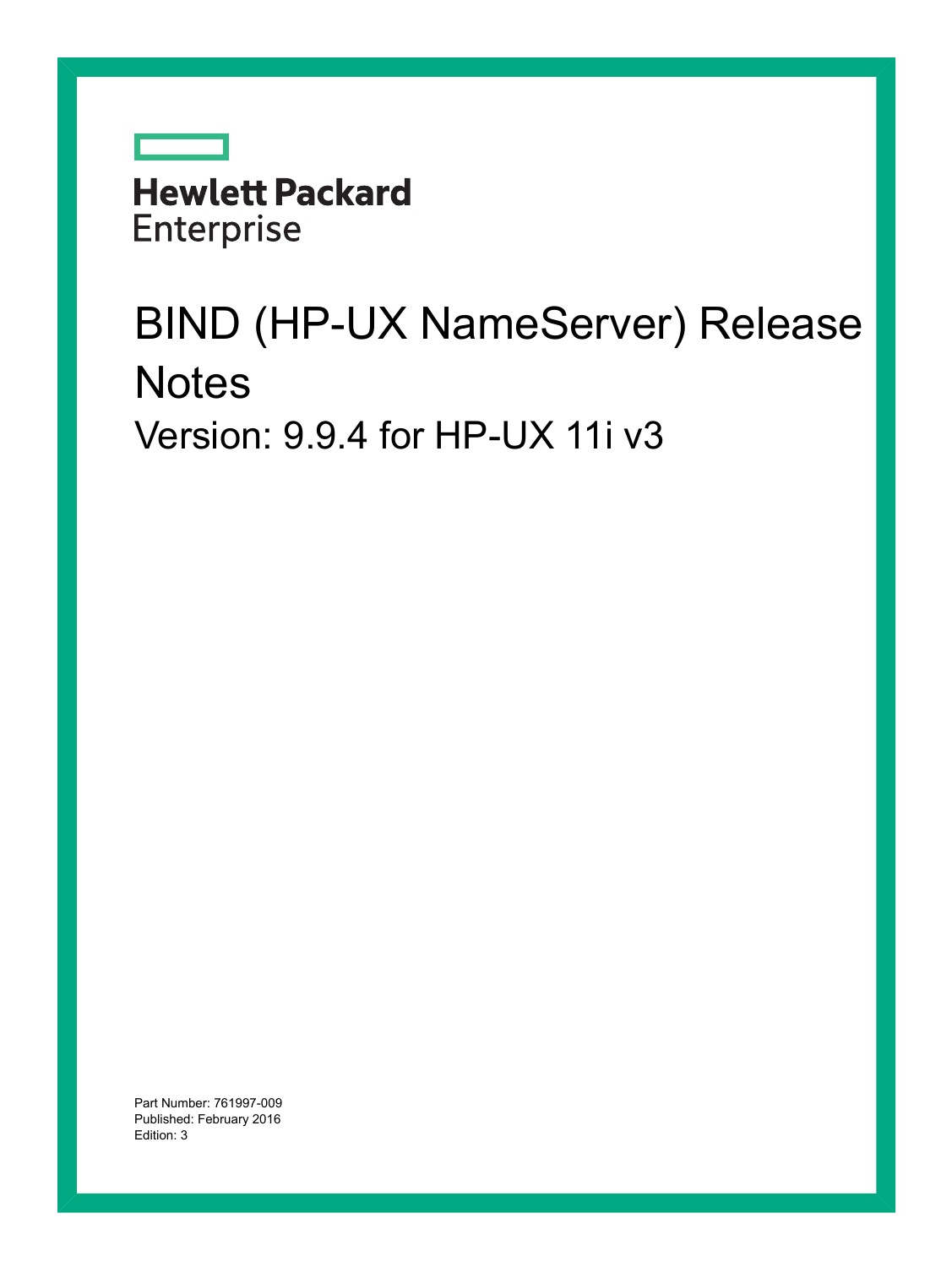Hewlett Packard
Enterprise

# BIND (HP-UX NameServer) Release Notes

## Version: 9.9.4 for HP-UX 11i v3

Part Number: 761997-009
Published: February 2016
Edition: 3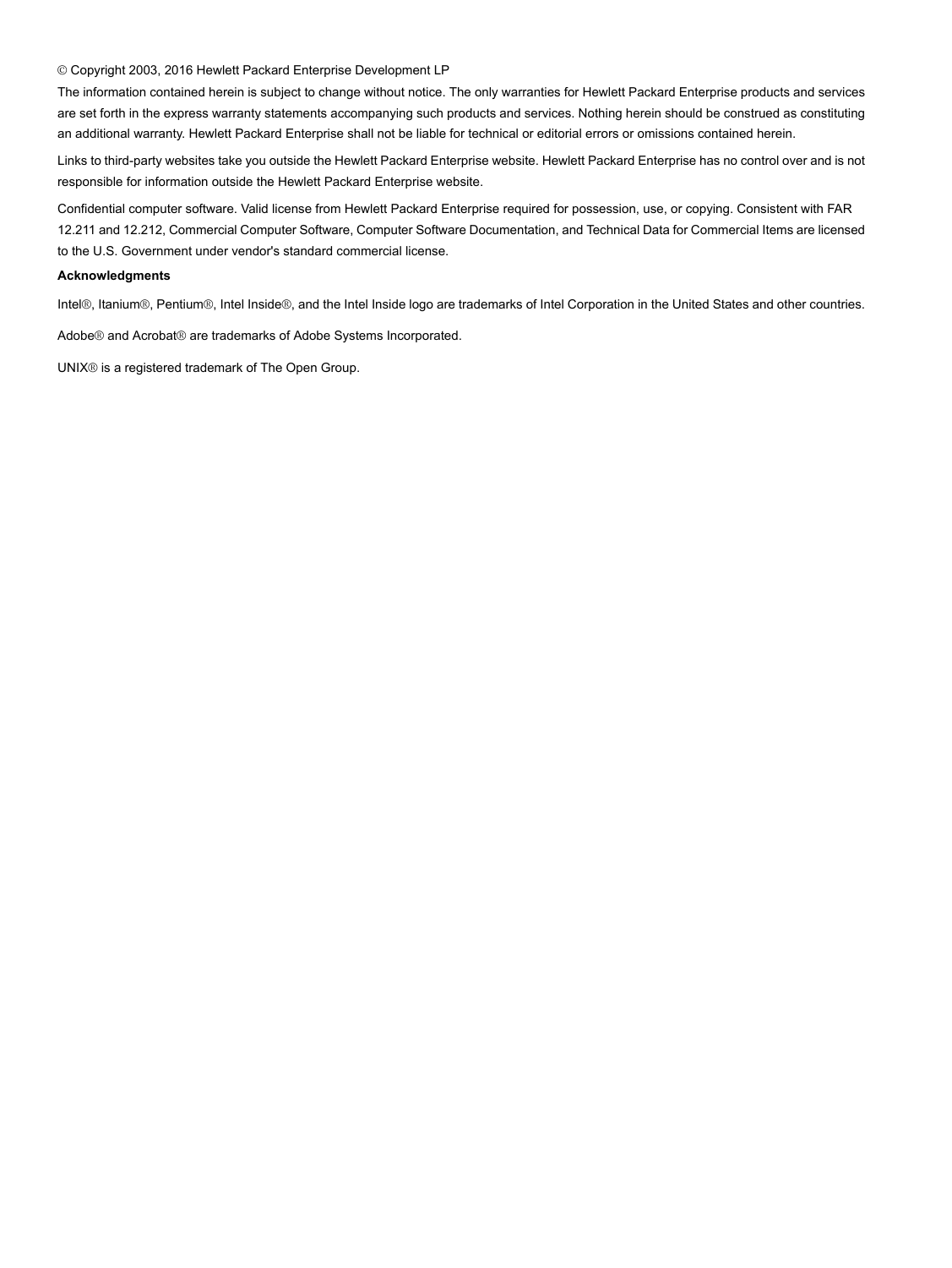© Copyright 2003, 2016 Hewlett Packard Enterprise Development LP

The information contained herein is subject to change without notice. The only warranties for Hewlett Packard Enterprise products and services are set forth in the express warranty statements accompanying such products and services. Nothing herein should be construed as constituting an additional warranty. Hewlett Packard Enterprise shall not be liable for technical or editorial errors or omissions contained herein.

Links to third-party websites take you outside the Hewlett Packard Enterprise website. Hewlett Packard Enterprise has no control over and is not responsible for information outside the Hewlett Packard Enterprise website.

Confidential computer software. Valid license from Hewlett Packard Enterprise required for possession, use, or copying. Consistent with FAR 12.211 and 12.212, Commercial Computer Software, Computer Software Documentation, and Technical Data for Commercial Items are licensed to the U.S. Government under vendor's standard commercial license.

**Acknowledgments**

Intel®, Itanium®, Pentium®, Intel Inside®, and the Intel Inside logo are trademarks of Intel Corporation in the United States and other countries.

Adobe® and Acrobat® are trademarks of Adobe Systems Incorporated.

UNIX® is a registered trademark of The Open Group.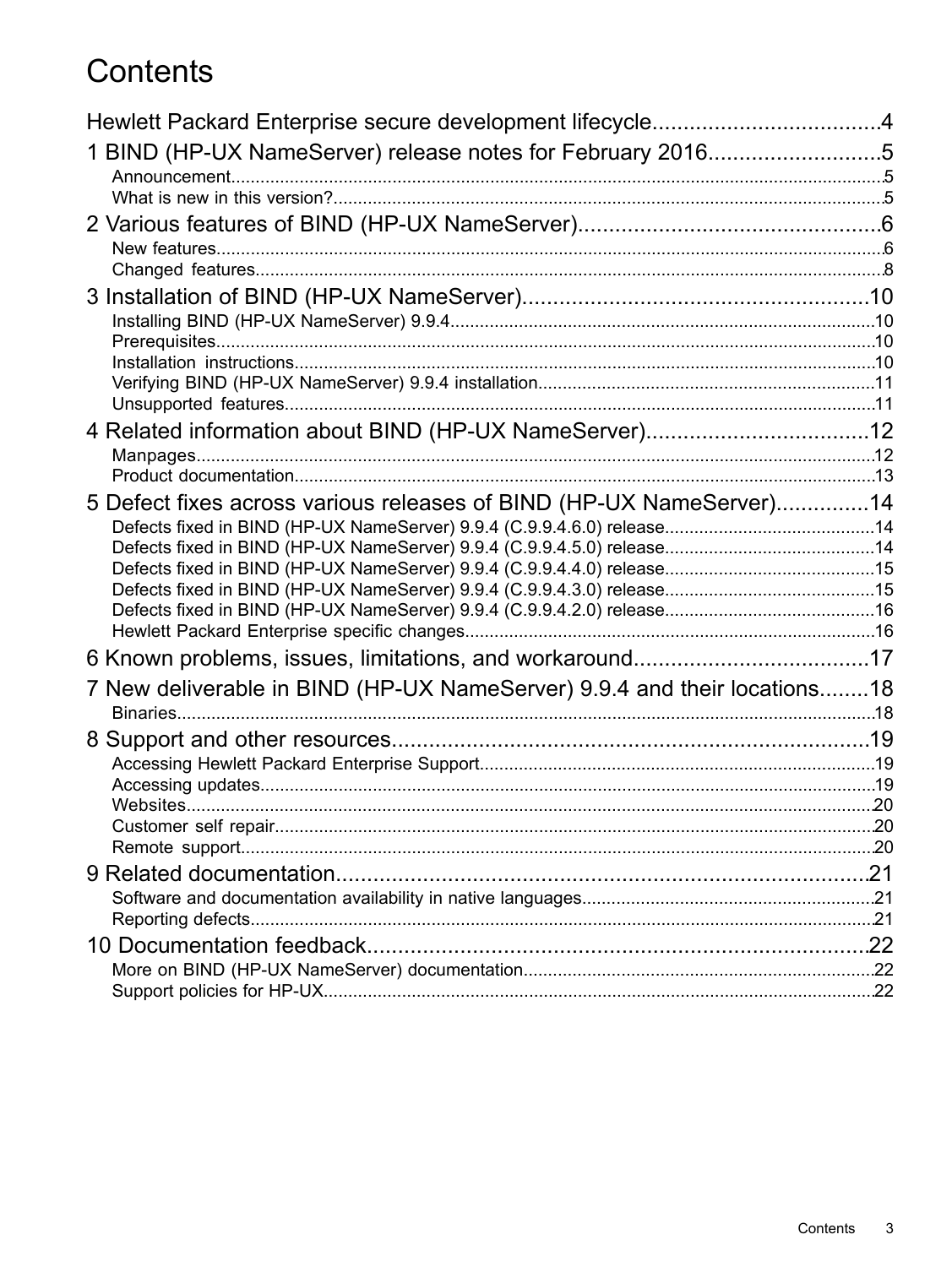# Contents

Hewlett Packard Enterprise secure development lifecycle....................................4

1 BIND (HP-UX NameServer) release notes for February 2016............................5
- Announcement....................................................................................................................5
- What is new in this version?...............................................................................................5

2 Various features of BIND (HP-UX NameServer)................................................6
- New features.......................................................................................................................6
- Changed features...............................................................................................................8

3 Installation of BIND (HP-UX NameServer)........................................................10
- Installing BIND (HP-UX NameServer) 9.9.4......................................................................10
- Prerequisites......................................................................................................................10
- Installation instructions......................................................................................................10
- Verifying BIND (HP-UX NameServer) 9.9.4 installation.....................................................11
- Unsupported features........................................................................................................11

4 Related information about BIND (HP-UX NameServer)....................................12
- Manpages..........................................................................................................................12
- Product documentation......................................................................................................13

5 Defect fixes across various releases of BIND (HP-UX NameServer)...............14
- Defects fixed in BIND (HP-UX NameServer) 9.9.4 (C.9.9.4.6.0) release...........................................14
- Defects fixed in BIND (HP-UX NameServer) 9.9.4 (C.9.9.4.5.0) release...........................................14
- Defects fixed in BIND (HP-UX NameServer) 9.9.4 (C.9.9.4.4.0) release...........................................15
- Defects fixed in BIND (HP-UX NameServer) 9.9.4 (C.9.9.4.3.0) release...........................................15
- Defects fixed in BIND (HP-UX NameServer) 9.9.4 (C.9.9.4.2.0) release...........................................16
- Hewlett Packard Enterprise specific changes...................................................................16

6 Known problems, issues, limitations, and workaround......................................17

7 New deliverable in BIND (HP-UX NameServer) 9.9.4 and their locations........18
- Binaries..............................................................................................................................18

8 Support and other resources.............................................................................19
- Accessing Hewlett Packard Enterprise Support.................................................................19
- Accessing updates.............................................................................................................19
- Websites............................................................................................................................20
- Customer self repair..........................................................................................................20
- Remote support.................................................................................................................20

9 Related documentation......................................................................................21
- Software and documentation availability in native languages............................................21
- Reporting defects...............................................................................................................21

10 Documentation feedback.................................................................................22
- More on BIND (HP-UX NameServer) documentation........................................................22
- Support policies for HP-UX................................................................................................22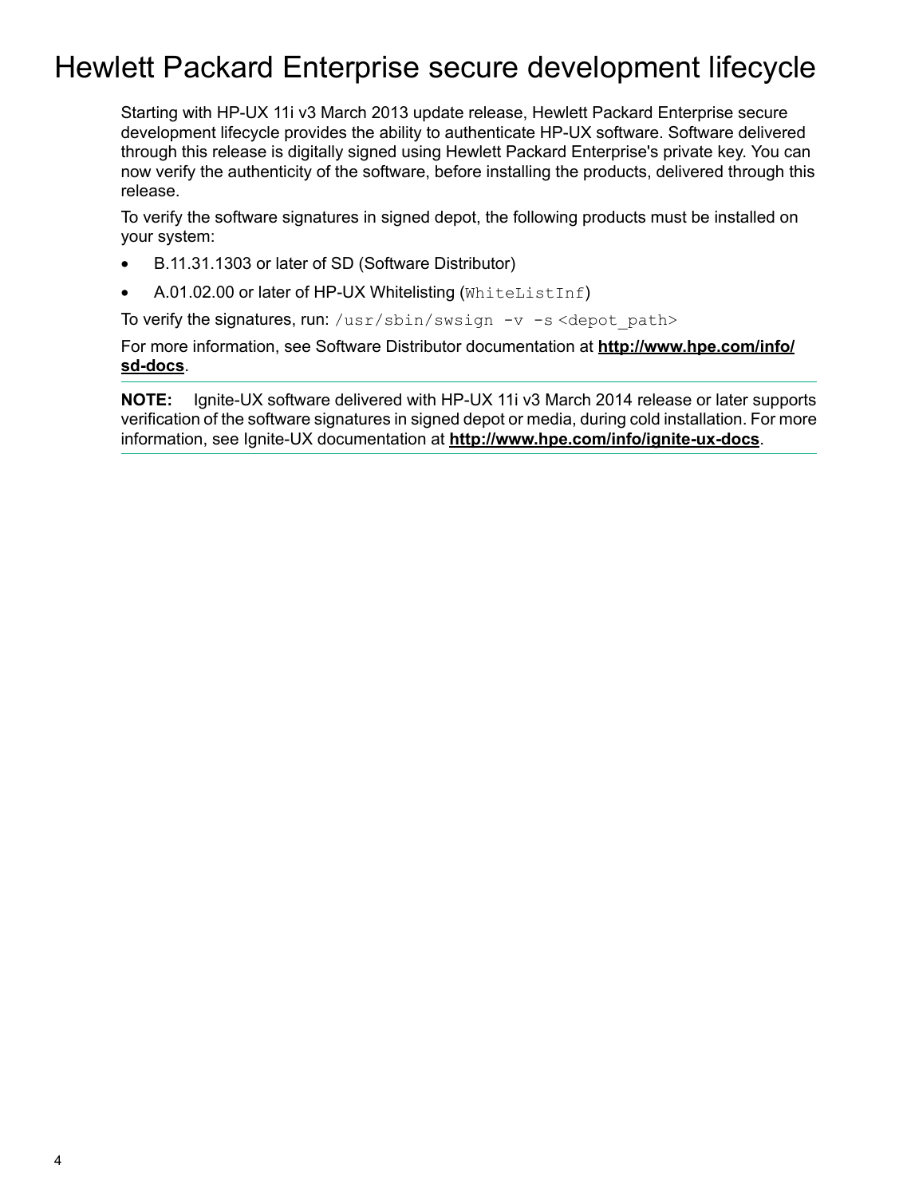# Hewlett Packard Enterprise secure development lifecycle

Starting with HP-UX 11i v3 March 2013 update release, Hewlett Packard Enterprise secure development lifecycle provides the ability to authenticate HP-UX software. Software delivered through this release is digitally signed using Hewlett Packard Enterprise's private key. You can now verify the authenticity of the software, before installing the products, delivered through this release.

To verify the software signatures in signed depot, the following products must be installed on your system:

- B.11.31.1303 or later of SD (Software Distributor)
- A.01.02.00 or later of HP-UX Whitelisting (`WhiteListInf`)

To verify the signatures, run: `/usr/sbin/swsign -v -s <depot_path>`

For more information, see Software Distributor documentation at **http://www.hpe.com/info/sd-docs**.

**NOTE:** Ignite-UX software delivered with HP-UX 11i v3 March 2014 release or later supports verification of the software signatures in signed depot or media, during cold installation. For more information, see Ignite-UX documentation at **http://www.hpe.com/info/ignite-ux-docs**.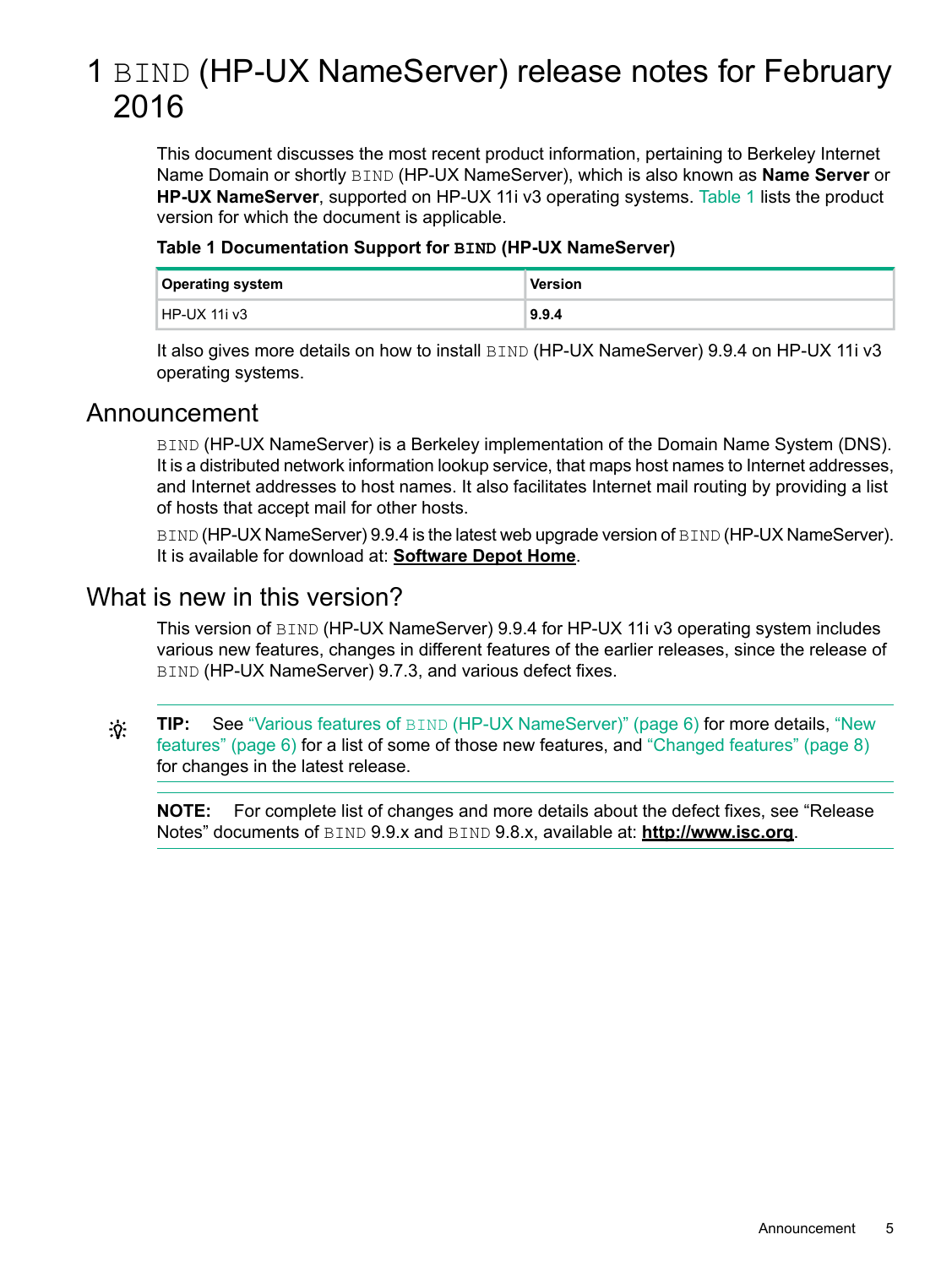# 1 BIND (HP-UX NameServer) release notes for February 2016

This document discusses the most recent product information, pertaining to Berkeley Internet Name Domain or shortly BIND (HP-UX NameServer), which is also known as **Name Server** or **HP-UX NameServer**, supported on HP-UX 11i v3 operating systems. Table 1 lists the product version for which the document is applicable.

**Table 1 Documentation Support for BIND (HP-UX NameServer)**

| Operating system | Version |
| --- | --- |
| HP-UX 11i v3 | **9.9.4** |

It also gives more details on how to install BIND (HP-UX NameServer) 9.9.4 on HP-UX 11i v3 operating systems.

## Announcement

BIND (HP-UX NameServer) is a Berkeley implementation of the Domain Name System (DNS). It is a distributed network information lookup service, that maps host names to Internet addresses, and Internet addresses to host names. It also facilitates Internet mail routing by providing a list of hosts that accept mail for other hosts.

BIND (HP-UX NameServer) 9.9.4 is the latest web upgrade version of BIND (HP-UX NameServer). It is available for download at: **Software Depot Home**.

## What is new in this version?

This version of BIND (HP-UX NameServer) 9.9.4 for HP-UX 11i v3 operating system includes various new features, changes in different features of the earlier releases, since the release of BIND (HP-UX NameServer) 9.7.3, and various defect fixes.

**TIP:** See "Various features of BIND (HP-UX NameServer)" (page 6) for more details, "New features" (page 6) for a list of some of those new features, and "Changed features" (page 8) for changes in the latest release.

**NOTE:** For complete list of changes and more details about the defect fixes, see "Release Notes" documents of BIND 9.9.x and BIND 9.8.x, available at: **http://www.isc.org**.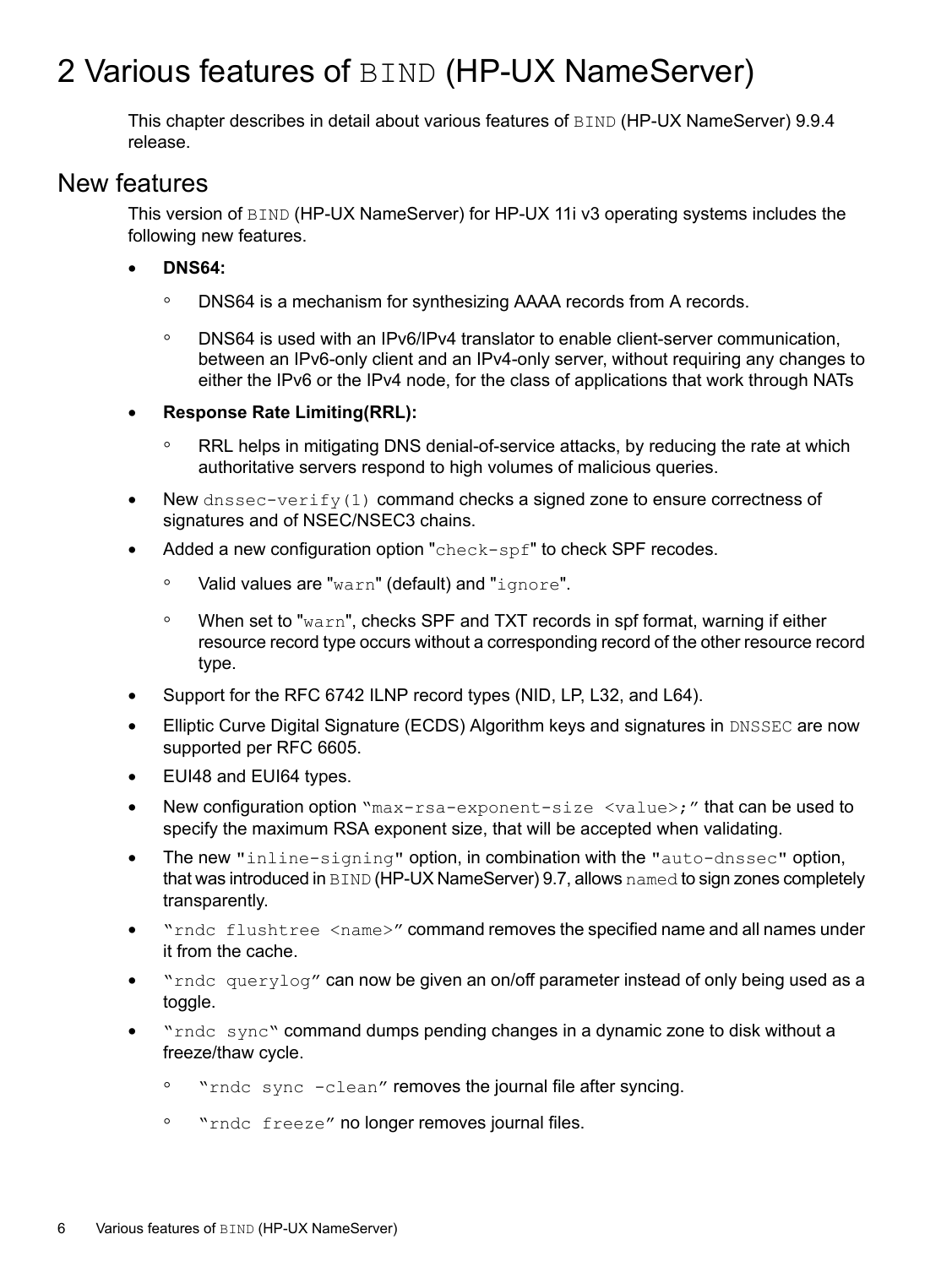# 2 Various features of BIND (HP-UX NameServer)

This chapter describes in detail about various features of BIND (HP-UX NameServer) 9.9.4 release.

## New features

This version of BIND (HP-UX NameServer) for HP-UX 11i v3 operating systems includes the following new features.

- **DNS64:**
  - DNS64 is a mechanism for synthesizing AAAA records from A records.
  - DNS64 is used with an IPv6/IPv4 translator to enable client-server communication, between an IPv6-only client and an IPv4-only server, without requiring any changes to either the IPv6 or the IPv4 node, for the class of applications that work through NATs
- **Response Rate Limiting(RRL):**
  - RRL helps in mitigating DNS denial-of-service attacks, by reducing the rate at which authoritative servers respond to high volumes of malicious queries.
- New `dnssec-verify(1)` command checks a signed zone to ensure correctness of signatures and of NSEC/NSEC3 chains.
- Added a new configuration option "`check-spf`" to check SPF recodes.
  - Valid values are "`warn`" (default) and "`ignore`".
  - When set to "`warn`", checks SPF and TXT records in spf format, warning if either resource record type occurs without a corresponding record of the other resource record type.
- Support for the RFC 6742 ILNP record types (NID, LP, L32, and L64).
- Elliptic Curve Digital Signature (ECDS) Algorithm keys and signatures in DNSSEC are now supported per RFC 6605.
- EUI48 and EUI64 types.
- New configuration option "`max-rsa-exponent-size <value>;`" that can be used to specify the maximum RSA exponent size, that will be accepted when validating.
- The new "`inline-signing`" option, in combination with the "`auto-dnssec`" option, that was introduced in BIND (HP-UX NameServer) 9.7, allows `named` to sign zones completely transparently.
- "`rndc flushtree <name>`" command removes the specified name and all names under it from the cache.
- "`rndc querylog`" can now be given an on/off parameter instead of only being used as a toggle.
- "`rndc sync`" command dumps pending changes in a dynamic zone to disk without a freeze/thaw cycle.
  - "`rndc sync -clean`" removes the journal file after syncing.
  - "`rndc freeze`" no longer removes journal files.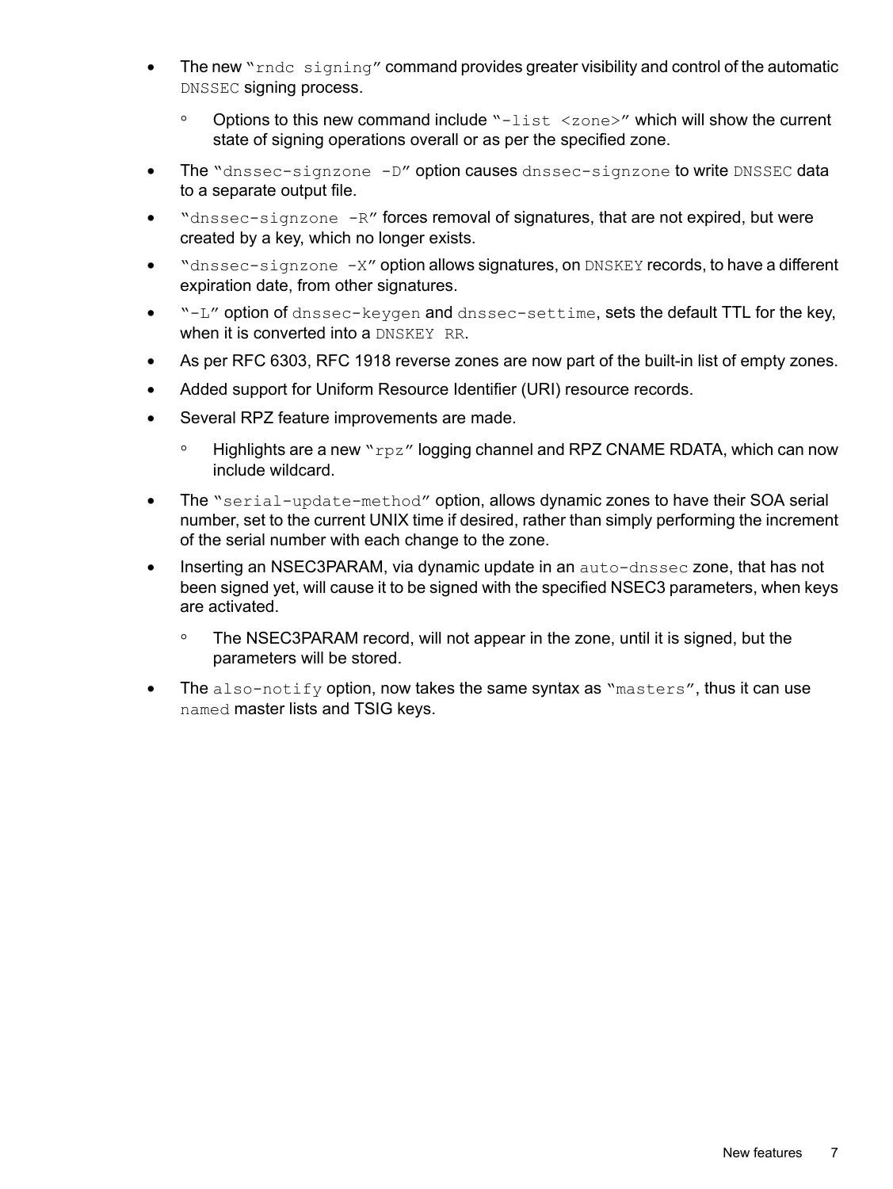- The new “`rndc signing`” command provides greater visibility and control of the automatic `DNSSEC` signing process.
  - Options to this new command include “`-list <zone>`” which will show the current state of signing operations overall or as per the specified zone.
- The “`dnssec-signzone -D`” option causes `dnssec-signzone` to write `DNSSEC` data to a separate output file.
- “`dnssec-signzone -R`” forces removal of signatures, that are not expired, but were created by a key, which no longer exists.
- “`dnssec-signzone -X`” option allows signatures, on `DNSKEY` records, to have a different expiration date, from other signatures.
- “`-L`” option of `dnssec-keygen` and `dnssec-settime`, sets the default TTL for the key, when it is converted into a `DNSKEY RR`.
- As per RFC 6303, RFC 1918 reverse zones are now part of the built-in list of empty zones.
- Added support for Uniform Resource Identifier (URI) resource records.
- Several RPZ feature improvements are made.
  - Highlights are a new “`rpz`” logging channel and RPZ CNAME RDATA, which can now include wildcard.
- The “`serial-update-method`” option, allows dynamic zones to have their SOA serial number, set to the current UNIX time if desired, rather than simply performing the increment of the serial number with each change to the zone.
- Inserting an NSEC3PARAM, via dynamic update in an `auto-dnssec` zone, that has not been signed yet, will cause it to be signed with the specified NSEC3 parameters, when keys are activated.
  - The NSEC3PARAM record, will not appear in the zone, until it is signed, but the parameters will be stored.
- The `also-notify` option, now takes the same syntax as “`masters`”, thus it can use `named` master lists and TSIG keys.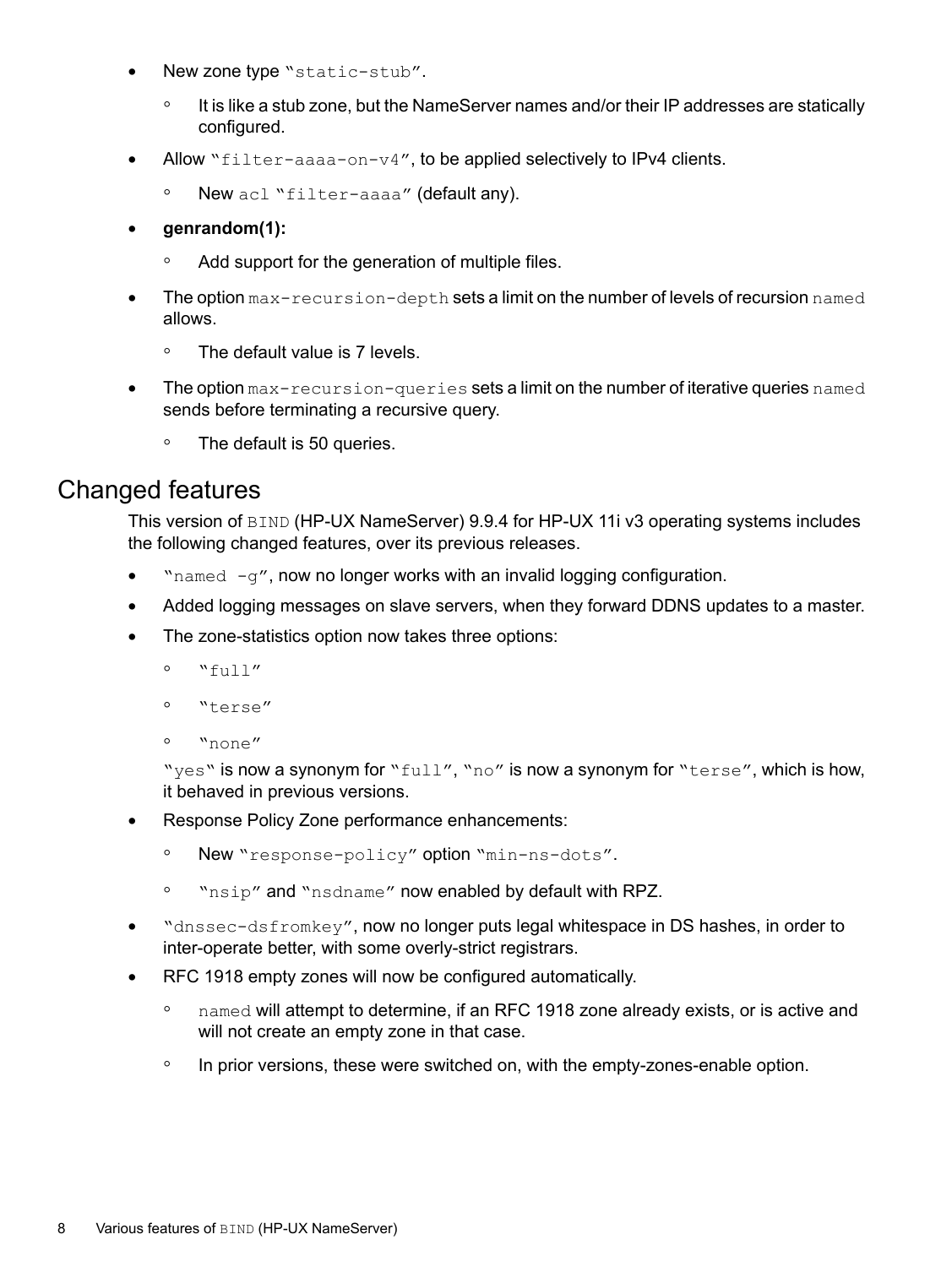- New zone type "`static-stub`".
  - It is like a stub zone, but the NameServer names and/or their IP addresses are statically configured.
- Allow "`filter-aaaa-on-v4`", to be applied selectively to IPv4 clients.
  - New `acl` "`filter-aaaa`" (default any).
- **genrandom(1):**
  - Add support for the generation of multiple files.
- The option `max-recursion-depth` sets a limit on the number of levels of recursion `named` allows.
  - The default value is 7 levels.
- The option `max-recursion-queries` sets a limit on the number of iterative queries `named` sends before terminating a recursive query.
  - The default is 50 queries.

## Changed features

This version of `BIND` (HP-UX NameServer) 9.9.4 for HP-UX 11i v3 operating systems includes the following changed features, over its previous releases.

- "`named -g`", now no longer works with an invalid logging configuration.
- Added logging messages on slave servers, when they forward DDNS updates to a master.
- The zone-statistics option now takes three options:
  - "`full`"
  - "`terse`"
  - "`none`"

  "`yes`" is now a synonym for "`full`", "`no`" is now a synonym for "`terse`", which is how, it behaved in previous versions.
- Response Policy Zone performance enhancements:
  - New "`response-policy`" option "`min-ns-dots`".
  - "`nsip`" and "`nsdname`" now enabled by default with RPZ.
- "`dnssec-dsfromkey`", now no longer puts legal whitespace in DS hashes, in order to inter-operate better, with some overly-strict registrars.
- RFC 1918 empty zones will now be configured automatically.
  - `named` will attempt to determine, if an RFC 1918 zone already exists, or is active and will not create an empty zone in that case.
  - In prior versions, these were switched on, with the empty-zones-enable option.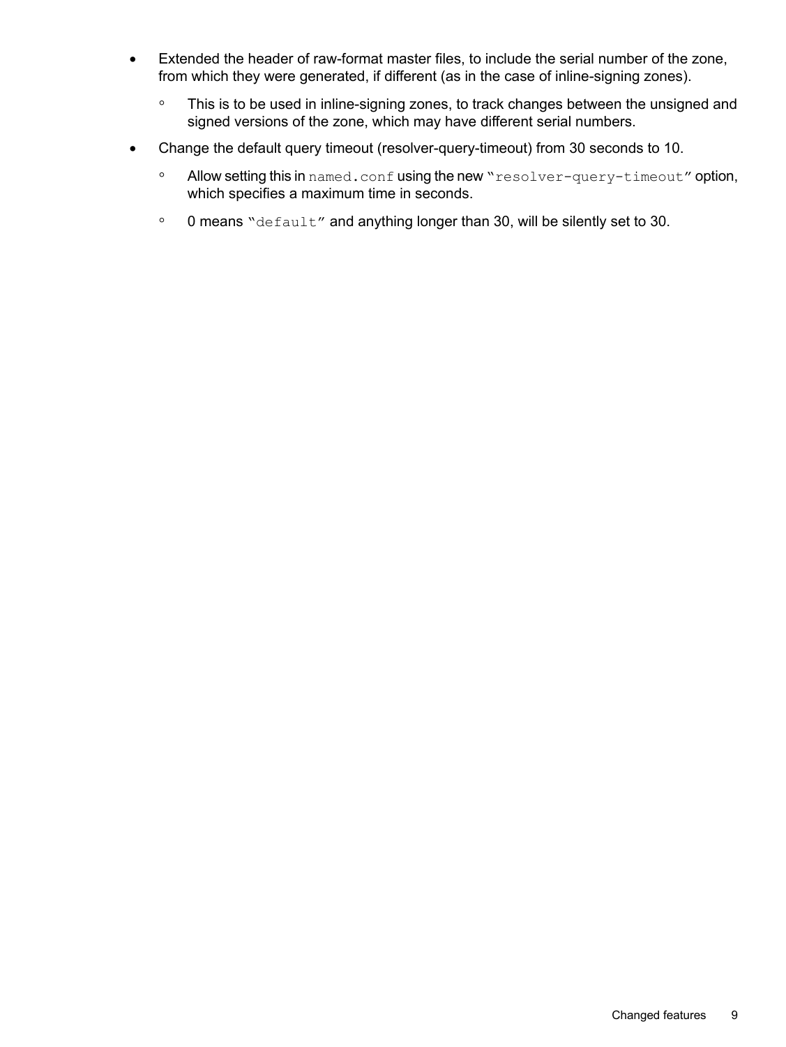- Extended the header of raw-format master files, to include the serial number of the zone, from which they were generated, if different (as in the case of inline-signing zones).
    - This is to be used in inline-signing zones, to track changes between the unsigned and signed versions of the zone, which may have different serial numbers.
- Change the default query timeout (resolver-query-timeout) from 30 seconds to 10.
    - Allow setting this in `named.conf` using the new "`resolver-query-timeout`" option, which specifies a maximum time in seconds.
    - 0 means "`default`" and anything longer than 30, will be silently set to 30.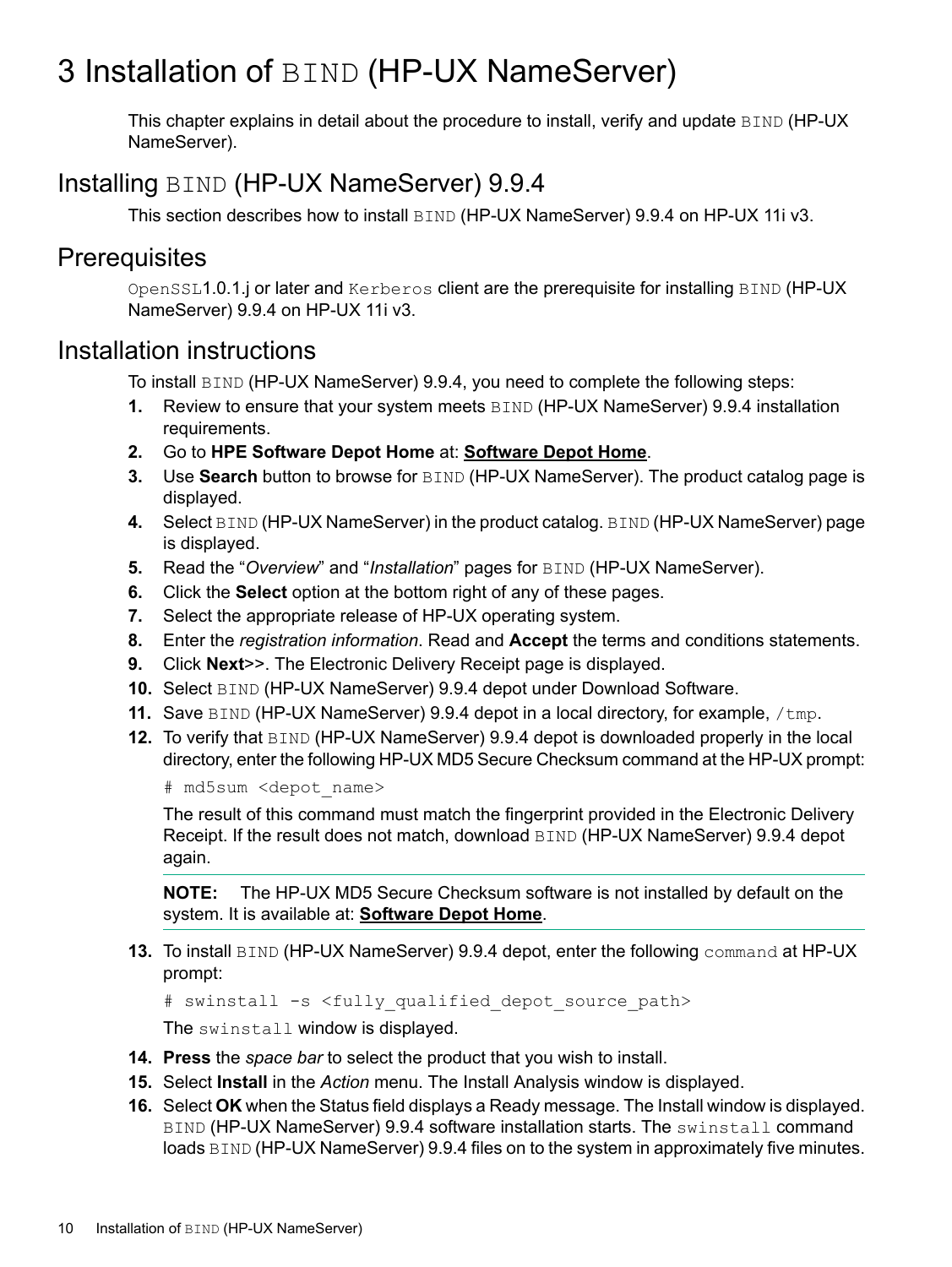# 3 Installation of BIND (HP-UX NameServer)

This chapter explains in detail about the procedure to install, verify and update BIND (HP-UX NameServer).

## Installing BIND (HP-UX NameServer) 9.9.4

This section describes how to install BIND (HP-UX NameServer) 9.9.4 on HP-UX 11i v3.

## Prerequisites

OpenSSL1.0.1.j or later and Kerberos client are the prerequisite for installing BIND (HP-UX NameServer) 9.9.4 on HP-UX 11i v3.

## Installation instructions

To install BIND (HP-UX NameServer) 9.9.4, you need to complete the following steps:

1. Review to ensure that your system meets BIND (HP-UX NameServer) 9.9.4 installation requirements.
2. Go to **HPE Software Depot Home** at: **Software Depot Home**.
3. Use **Search** button to browse for BIND (HP-UX NameServer). The product catalog page is displayed.
4. Select BIND (HP-UX NameServer) in the product catalog. BIND (HP-UX NameServer) page is displayed.
5. Read the "*Overview*" and "*Installation*" pages for BIND (HP-UX NameServer).
6. Click the **Select** option at the bottom right of any of these pages.
7. Select the appropriate release of HP-UX operating system.
8. Enter the *registration information*. Read and **Accept** the terms and conditions statements.
9. Click **Next**>>. The Electronic Delivery Receipt page is displayed.
10. Select BIND (HP-UX NameServer) 9.9.4 depot under Download Software.
11. Save BIND (HP-UX NameServer) 9.9.4 depot in a local directory, for example, /tmp.
12. To verify that BIND (HP-UX NameServer) 9.9.4 depot is downloaded properly in the local directory, enter the following HP-UX MD5 Secure Checksum command at the HP-UX prompt:

    ```
    # md5sum <depot_name>
    ```

    The result of this command must match the fingerprint provided in the Electronic Delivery Receipt. If the result does not match, download BIND (HP-UX NameServer) 9.9.4 depot again.

    **NOTE:** The HP-UX MD5 Secure Checksum software is not installed by default on the system. It is available at: **Software Depot Home**.

13. To install BIND (HP-UX NameServer) 9.9.4 depot, enter the following command at HP-UX prompt:

    ```
    # swinstall -s <fully_qualified_depot_source_path>
    ```

    The swinstall window is displayed.

14. **Press** the *space bar* to select the product that you wish to install.
15. Select **Install** in the *Action* menu. The Install Analysis window is displayed.
16. Select **OK** when the Status field displays a Ready message. The Install window is displayed. BIND (HP-UX NameServer) 9.9.4 software installation starts. The swinstall command loads BIND (HP-UX NameServer) 9.9.4 files on to the system in approximately five minutes.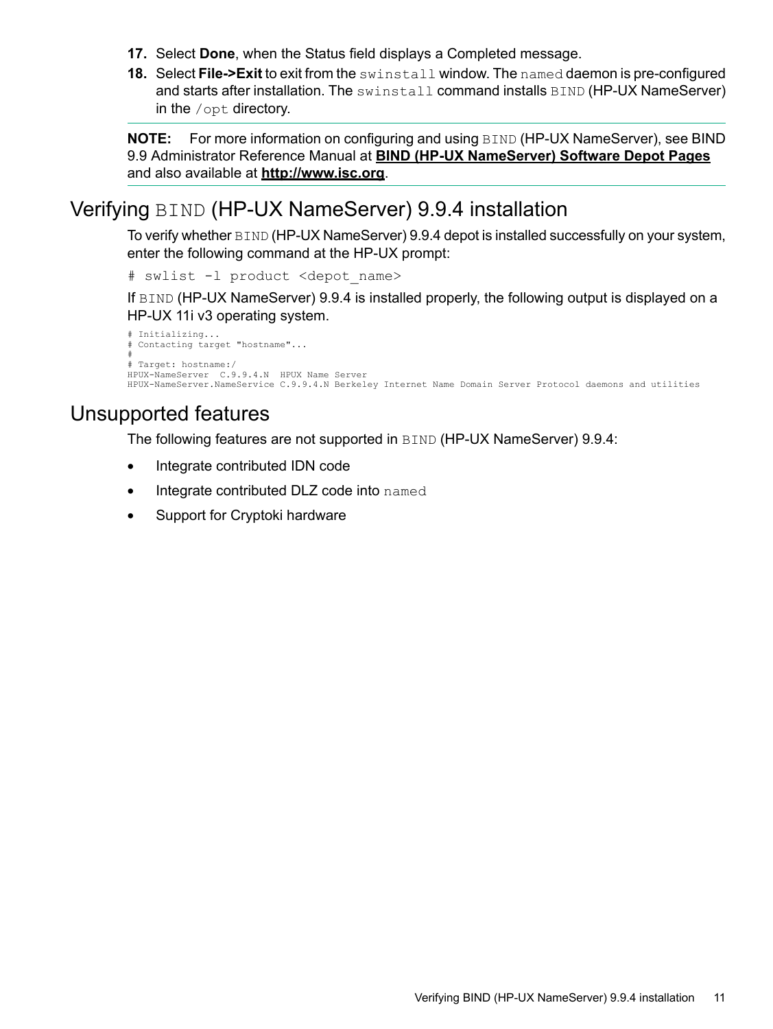17. Select **Done**, when the Status field displays a Completed message.
18. Select **File->Exit** to exit from the `swinstall` window. The `named` daemon is pre-configured and starts after installation. The `swinstall` command installs `BIND` (HP-UX NameServer) in the `/opt` directory.

**NOTE:** For more information on configuring and using `BIND` (HP-UX NameServer), see BIND 9.9 Administrator Reference Manual at **BIND (HP-UX NameServer) Software Depot Pages** and also available at **http://www.isc.org**.

## Verifying BIND (HP-UX NameServer) 9.9.4 installation

To verify whether `BIND` (HP-UX NameServer) 9.9.4 depot is installed successfully on your system, enter the following command at the HP-UX prompt:

```
# swlist -l product <depot_name>
```

If `BIND` (HP-UX NameServer) 9.9.4 is installed properly, the following output is displayed on a HP-UX 11i v3 operating system.

```
# Initializing...
# Contacting target "hostname"...
#
# Target: hostname:/
HPUX-NameServer  C.9.9.4.N  HPUX Name Server
HPUX-NameServer.NameService C.9.9.4.N Berkeley Internet Name Domain Server Protocol daemons and utilities
```

## Unsupported features

The following features are not supported in `BIND` (HP-UX NameServer) 9.9.4:

- Integrate contributed IDN code
- Integrate contributed DLZ code into `named`
- Support for Cryptoki hardware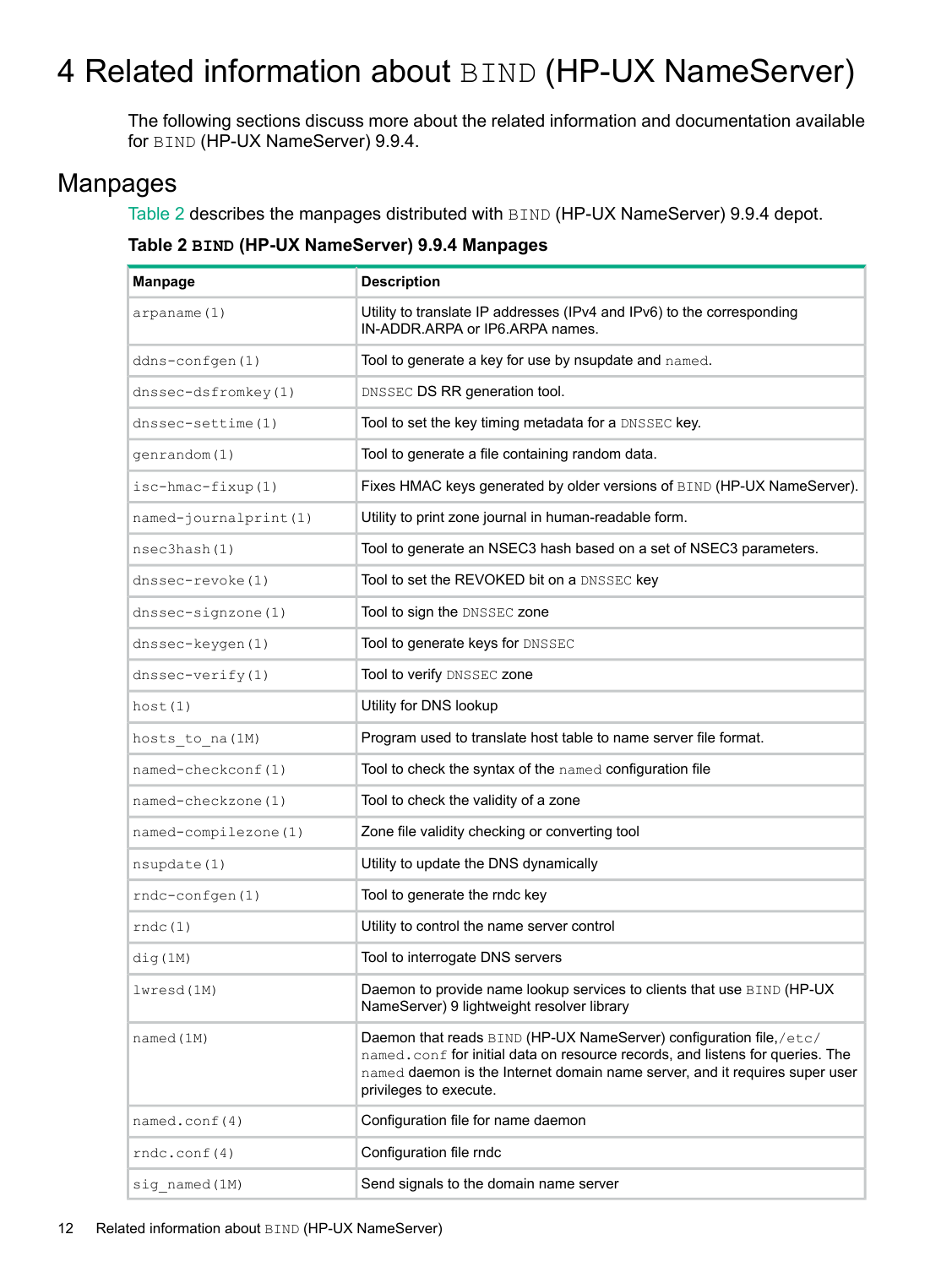# 4 Related information about BIND (HP-UX NameServer)

The following sections discuss more about the related information and documentation available for BIND (HP-UX NameServer) 9.9.4.

## Manpages

Table 2 describes the manpages distributed with BIND (HP-UX NameServer) 9.9.4 depot.

**Table 2 BIND (HP-UX NameServer) 9.9.4 Manpages**

| Manpage | Description |
|---|---|
| arpaname(1) | Utility to translate IP addresses (IPv4 and IPv6) to the corresponding IN-ADDR.ARPA or IP6.ARPA names. |
| ddns-confgen(1) | Tool to generate a key for use by nsupdate and named. |
| dnssec-dsfromkey(1) | DNSSEC DS RR generation tool. |
| dnssec-settime(1) | Tool to set the key timing metadata for a DNSSEC key. |
| genrandom(1) | Tool to generate a file containing random data. |
| isc-hmac-fixup(1) | Fixes HMAC keys generated by older versions of BIND (HP-UX NameServer). |
| named-journalprint(1) | Utility to print zone journal in human-readable form. |
| nsec3hash(1) | Tool to generate an NSEC3 hash based on a set of NSEC3 parameters. |
| dnssec-revoke(1) | Tool to set the REVOKED bit on a DNSSEC key |
| dnssec-signzone(1) | Tool to sign the DNSSEC zone |
| dnssec-keygen(1) | Tool to generate keys for DNSSEC |
| dnssec-verify(1) | Tool to verify DNSSEC zone |
| host(1) | Utility for DNS lookup |
| hosts_to_na(1M) | Program used to translate host table to name server file format. |
| named-checkconf(1) | Tool to check the syntax of the named configuration file |
| named-checkzone(1) | Tool to check the validity of a zone |
| named-compilezone(1) | Zone file validity checking or converting tool |
| nsupdate(1) | Utility to update the DNS dynamically |
| rndc-confgen(1) | Tool to generate the rndc key |
| rndc(1) | Utility to control the name server control |
| dig(1M) | Tool to interrogate DNS servers |
| lwresd(1M) | Daemon to provide name lookup services to clients that use BIND (HP-UX NameServer) 9 lightweight resolver library |
| named(1M) | Daemon that reads BIND (HP-UX NameServer) configuration file,/etc/named.conf for initial data on resource records, and listens for queries. The named daemon is the Internet domain name server, and it requires super user privileges to execute. |
| named.conf(4) | Configuration file for name daemon |
| rndc.conf(4) | Configuration file rndc |
| sig_named(1M) | Send signals to the domain name server |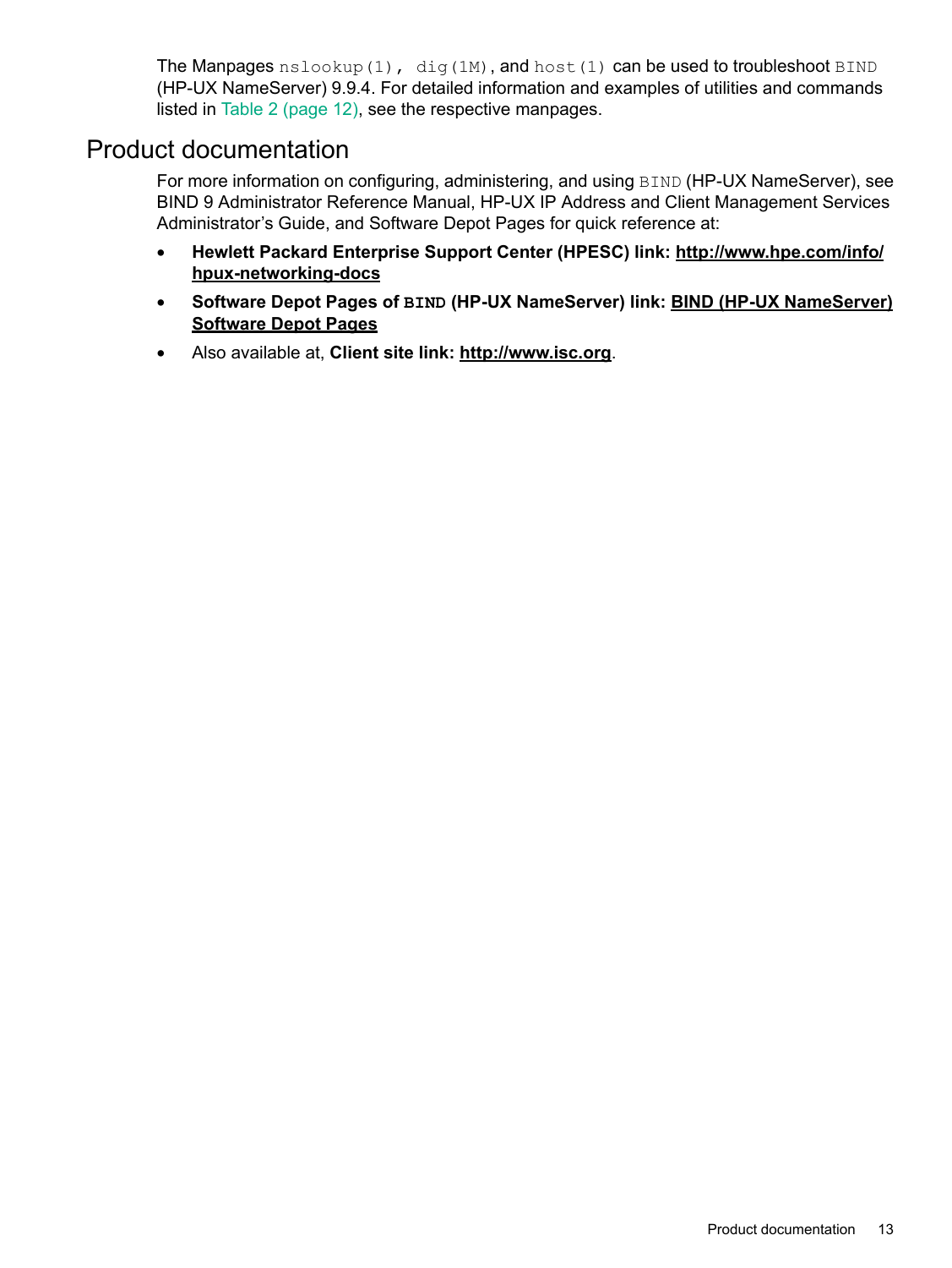The Manpages `nslookup(1)`, `dig(1M)`, and `host(1)` can be used to troubleshoot `BIND` (HP-UX NameServer) 9.9.4. For detailed information and examples of utilities and commands listed in Table 2 (page 12), see the respective manpages.

## Product documentation

For more information on configuring, administering, and using `BIND` (HP-UX NameServer), see BIND 9 Administrator Reference Manual, HP-UX IP Address and Client Management Services Administrator's Guide, and Software Depot Pages for quick reference at:

- **Hewlett Packard Enterprise Support Center (HPESC) link: http://www.hpe.com/info/hpux-networking-docs**
- **Software Depot Pages of `BIND` (HP-UX NameServer) link: BIND (HP-UX NameServer) Software Depot Pages**
- Also available at, **Client site link: http://www.isc.org**.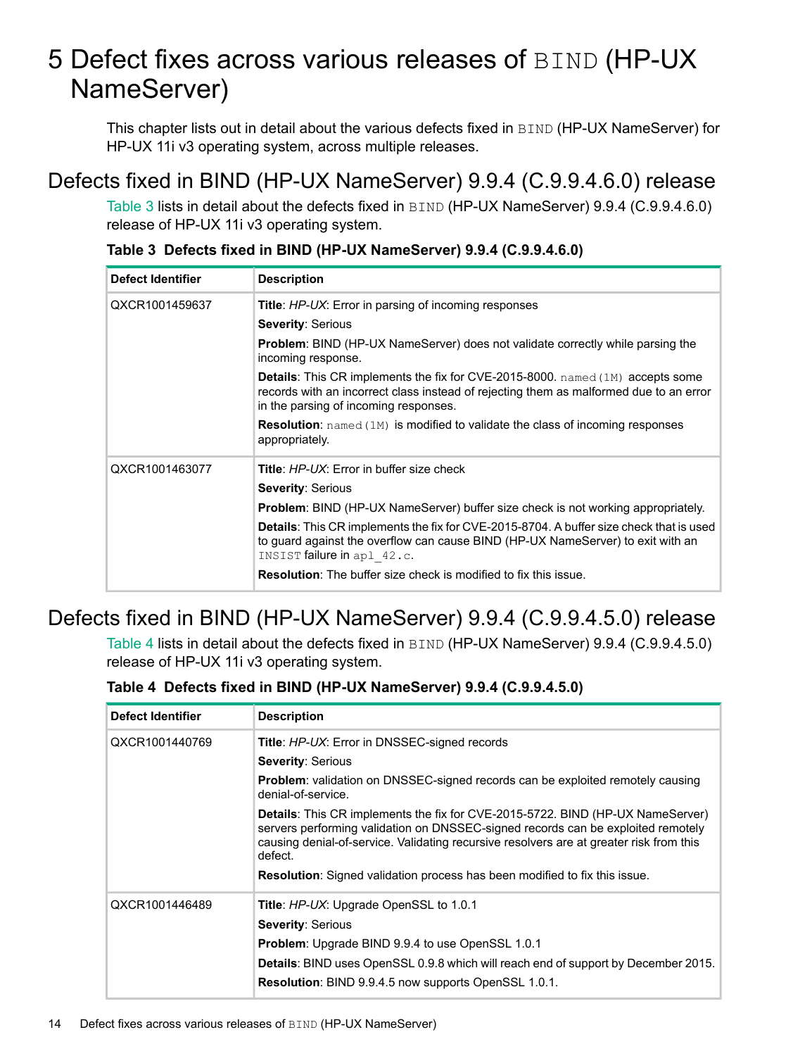# 5 Defect fixes across various releases of BIND (HP-UX NameServer)

This chapter lists out in detail about the various defects fixed in BIND (HP-UX NameServer) for HP-UX 11i v3 operating system, across multiple releases.

## Defects fixed in BIND (HP-UX NameServer) 9.9.4 (C.9.9.4.6.0) release

Table 3 lists in detail about the defects fixed in BIND (HP-UX NameServer) 9.9.4 (C.9.9.4.6.0) release of HP-UX 11i v3 operating system.

**Table 3 Defects fixed in BIND (HP-UX NameServer) 9.9.4 (C.9.9.4.6.0)**

| Defect Identifier | Description |
|---|---|
| QXCR1001459637 | **Title**: *HP-UX*: Error in parsing of incoming responses<br>**Severity**: Serious<br>**Problem**: BIND (HP-UX NameServer) does not validate correctly while parsing the incoming response.<br>**Details**: This CR implements the fix for CVE-2015-8000. named(1M) accepts some records with an incorrect class instead of rejecting them as malformed due to an error in the parsing of incoming responses.<br>**Resolution**: named(1M) is modified to validate the class of incoming responses appropriately. |
| QXCR1001463077 | **Title**: *HP-UX*: Error in buffer size check<br>**Severity**: Serious<br>**Problem**: BIND (HP-UX NameServer) buffer size check is not working appropriately.<br>**Details**: This CR implements the fix for CVE-2015-8704. A buffer size check that is used to guard against the overflow can cause BIND (HP-UX NameServer) to exit with an INSIST failure in apl_42.c.<br>**Resolution**: The buffer size check is modified to fix this issue. |

## Defects fixed in BIND (HP-UX NameServer) 9.9.4 (C.9.9.4.5.0) release

Table 4 lists in detail about the defects fixed in BIND (HP-UX NameServer) 9.9.4 (C.9.9.4.5.0) release of HP-UX 11i v3 operating system.

**Table 4 Defects fixed in BIND (HP-UX NameServer) 9.9.4 (C.9.9.4.5.0)**

| Defect Identifier | Description |
|---|---|
| QXCR1001440769 | **Title**: *HP-UX*: Error in DNSSEC-signed records<br>**Severity**: Serious<br>**Problem**: validation on DNSSEC-signed records can be exploited remotely causing denial-of-service.<br>**Details**: This CR implements the fix for CVE-2015-5722. BIND (HP-UX NameServer) servers performing validation on DNSSEC-signed records can be exploited remotely causing denial-of-service. Validating recursive resolvers are at greater risk from this defect.<br>**Resolution**: Signed validation process has been modified to fix this issue. |
| QXCR1001446489 | **Title**: *HP-UX*: Upgrade OpenSSL to 1.0.1<br>**Severity**: Serious<br>**Problem**: Upgrade BIND 9.9.4 to use OpenSSL 1.0.1<br>**Details**: BIND uses OpenSSL 0.9.8 which will reach end of support by December 2015.<br>**Resolution**: BIND 9.9.4.5 now supports OpenSSL 1.0.1. |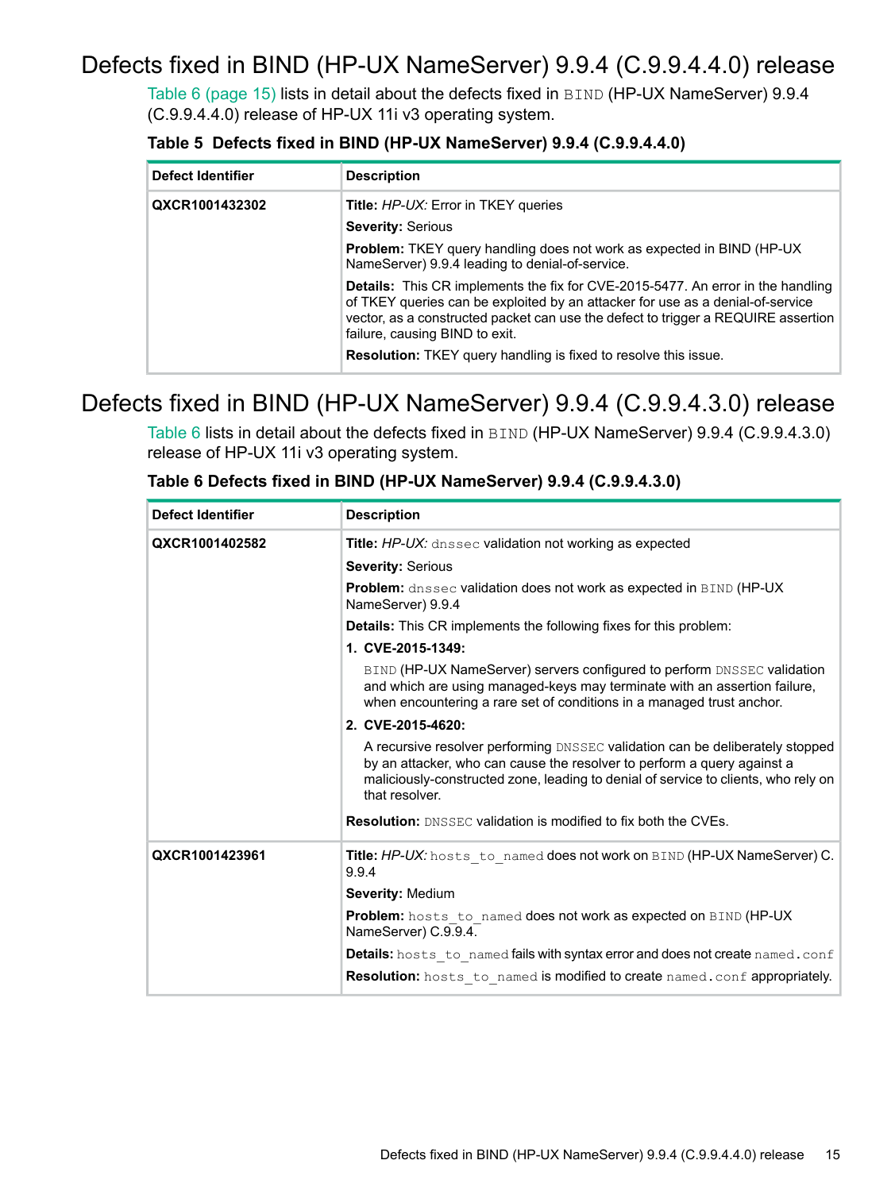# Defects fixed in BIND (HP-UX NameServer) 9.9.4 (C.9.9.4.4.0) release

Table 6 (page 15) lists in detail about the defects fixed in BIND (HP-UX NameServer) 9.9.4 (C.9.9.4.4.0) release of HP-UX 11i v3 operating system.

**Table 5 Defects fixed in BIND (HP-UX NameServer) 9.9.4 (C.9.9.4.4.0)**

| Defect Identifier | Description |
| --- | --- |
| **QXCR1001432302** | **Title:** *HP-UX:* Error in TKEY queries<br>**Severity:** Serious<br>**Problem:** TKEY query handling does not work as expected in BIND (HP-UX NameServer) 9.9.4 leading to denial-of-service.<br>**Details:** This CR implements the fix for CVE-2015-5477. An error in the handling of TKEY queries can be exploited by an attacker for use as a denial-of-service vector, as a constructed packet can use the defect to trigger a REQUIRE assertion failure, causing BIND to exit.<br>**Resolution:** TKEY query handling is fixed to resolve this issue. |

# Defects fixed in BIND (HP-UX NameServer) 9.9.4 (C.9.9.4.3.0) release

Table 6 lists in detail about the defects fixed in BIND (HP-UX NameServer) 9.9.4 (C.9.9.4.3.0) release of HP-UX 11i v3 operating system.

**Table 6 Defects fixed in BIND (HP-UX NameServer) 9.9.4 (C.9.9.4.3.0)**

| Defect Identifier | Description |
| --- | --- |
| **QXCR1001402582** | **Title:** *HP-UX:* dnssec validation not working as expected<br>**Severity:** Serious<br>**Problem:** dnssec validation does not work as expected in BIND (HP-UX NameServer) 9.9.4<br>**Details:** This CR implements the following fixes for this problem:<br>**1. CVE-2015-1349:**<br>BIND (HP-UX NameServer) servers configured to perform DNSSEC validation and which are using managed-keys may terminate with an assertion failure, when encountering a rare set of conditions in a managed trust anchor.<br>**2. CVE-2015-4620:**<br>A recursive resolver performing DNSSEC validation can be deliberately stopped by an attacker, who can cause the resolver to perform a query against a maliciously-constructed zone, leading to denial of service to clients, who rely on that resolver.<br>**Resolution:** DNSSEC validation is modified to fix both the CVEs. |
| **QXCR1001423961** | **Title:** *HP-UX:* hosts_to_named does not work on BIND (HP-UX NameServer) C.9.9.4<br>**Severity:** Medium<br>**Problem:** hosts_to_named does not work as expected on BIND (HP-UX NameServer) C.9.9.4.<br>**Details:** hosts_to_named fails with syntax error and does not create named.conf<br>**Resolution:** hosts_to_named is modified to create named.conf appropriately. |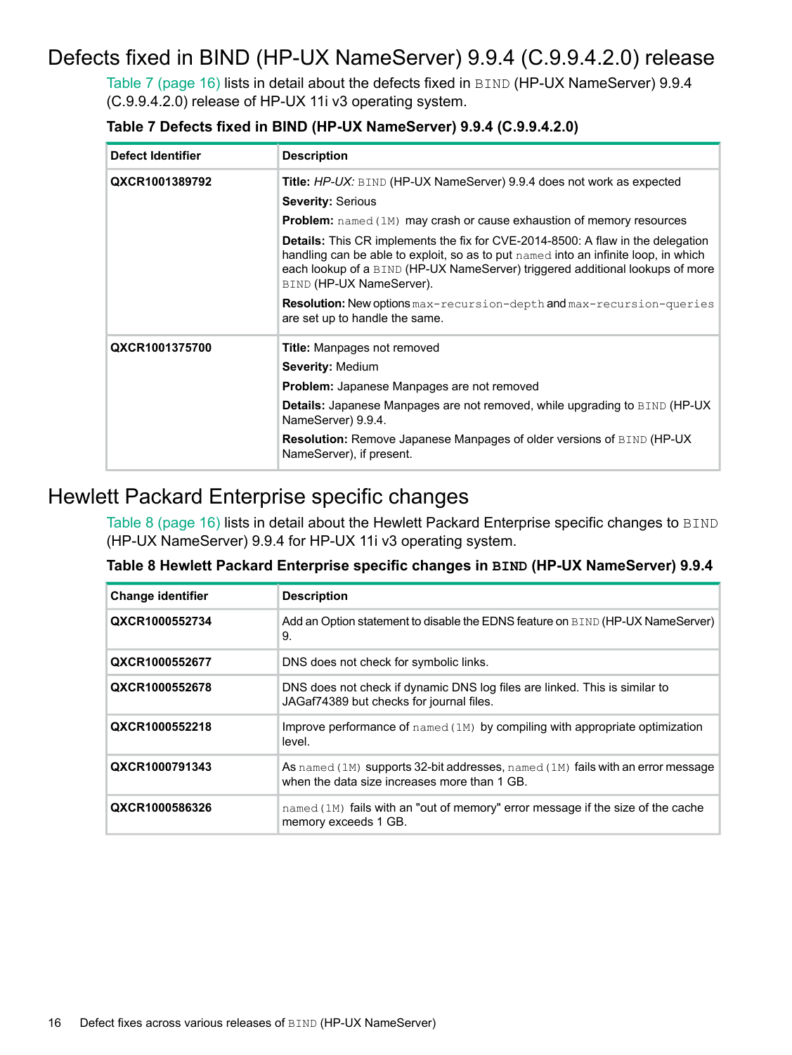## Defects fixed in BIND (HP-UX NameServer) 9.9.4 (C.9.9.4.2.0) release

Table 7 (page 16) lists in detail about the defects fixed in BIND (HP-UX NameServer) 9.9.4 (C.9.9.4.2.0) release of HP-UX 11i v3 operating system.

**Table 7 Defects fixed in BIND (HP-UX NameServer) 9.9.4 (C.9.9.4.2.0)**

| Defect Identifier | Description |
| --- | --- |
| **QXCR1001389792** | **Title:** *HP-UX:* BIND (HP-UX NameServer) 9.9.4 does not work as expected<br>**Severity:** Serious<br>**Problem:** named(1M) may crash or cause exhaustion of memory resources<br>**Details:** This CR implements the fix for CVE-2014-8500: A flaw in the delegation handling can be able to exploit, so as to put named into an infinite loop, in which each lookup of a BIND (HP-UX NameServer) triggered additional lookups of more BIND (HP-UX NameServer).<br>**Resolution:** New options max-recursion-depth and max-recursion-queries are set up to handle the same. |
| **QXCR1001375700** | **Title:** Manpages not removed<br>**Severity:** Medium<br>**Problem:** Japanese Manpages are not removed<br>**Details:** Japanese Manpages are not removed, while upgrading to BIND (HP-UX NameServer) 9.9.4.<br>**Resolution:** Remove Japanese Manpages of older versions of BIND (HP-UX NameServer), if present. |

## Hewlett Packard Enterprise specific changes

Table 8 (page 16) lists in detail about the Hewlett Packard Enterprise specific changes to BIND (HP-UX NameServer) 9.9.4 for HP-UX 11i v3 operating system.

**Table 8 Hewlett Packard Enterprise specific changes in BIND (HP-UX NameServer) 9.9.4**

| Change identifier | Description |
| --- | --- |
| **QXCR1000552734** | Add an Option statement to disable the EDNS feature on BIND (HP-UX NameServer) 9. |
| **QXCR1000552677** | DNS does not check for symbolic links. |
| **QXCR1000552678** | DNS does not check if dynamic DNS log files are linked. This is similar to JAGaf74389 but checks for journal files. |
| **QXCR1000552218** | Improve performance of named(1M) by compiling with appropriate optimization level. |
| **QXCR1000791343** | As named(1M) supports 32-bit addresses, named(1M) fails with an error message when the data size increases more than 1 GB. |
| **QXCR1000586326** | named(1M) fails with an "out of memory" error message if the size of the cache memory exceeds 1 GB. |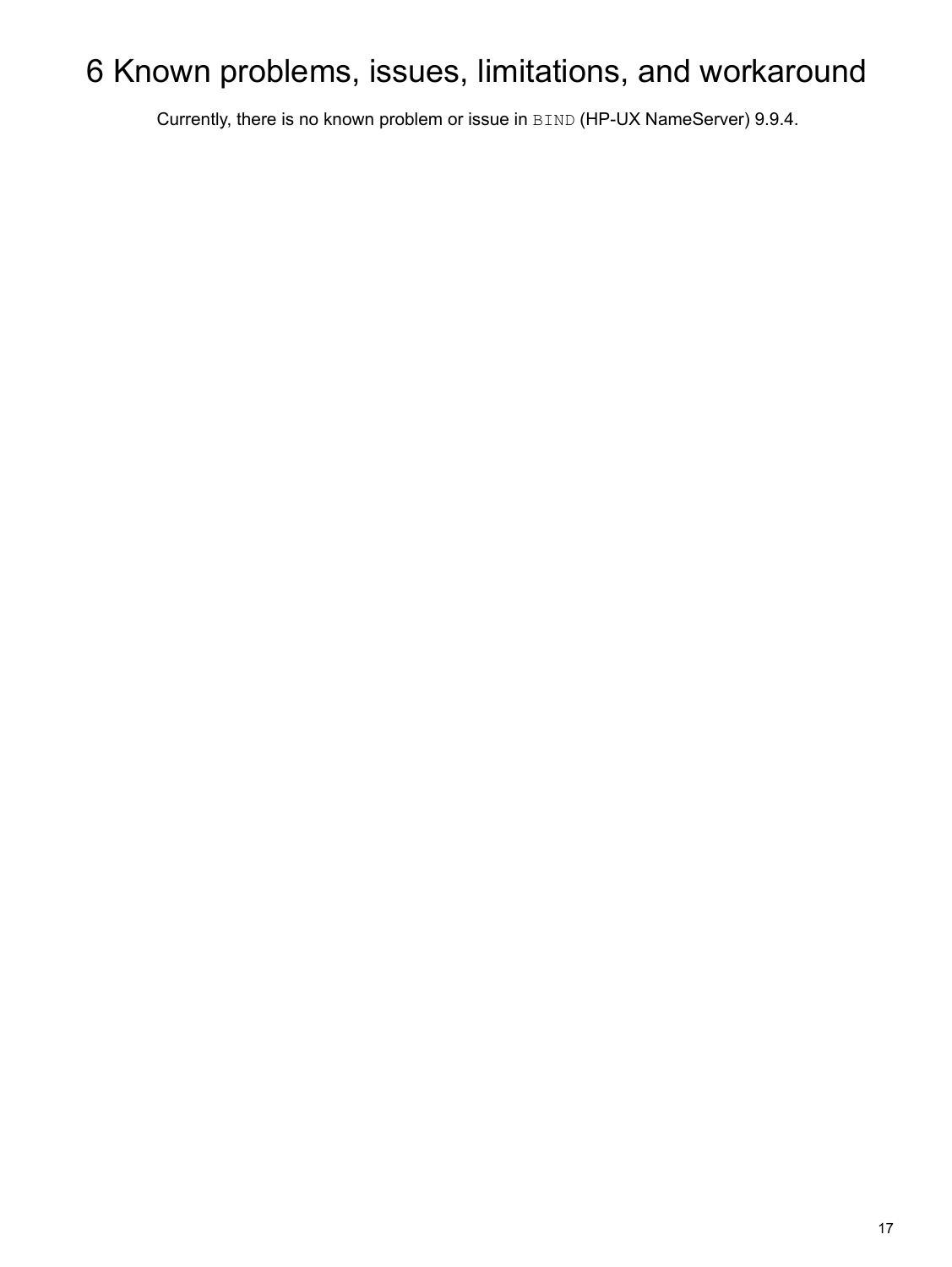# 6 Known problems, issues, limitations, and workaround

Currently, there is no known problem or issue in `BIND` (HP-UX NameServer) 9.9.4.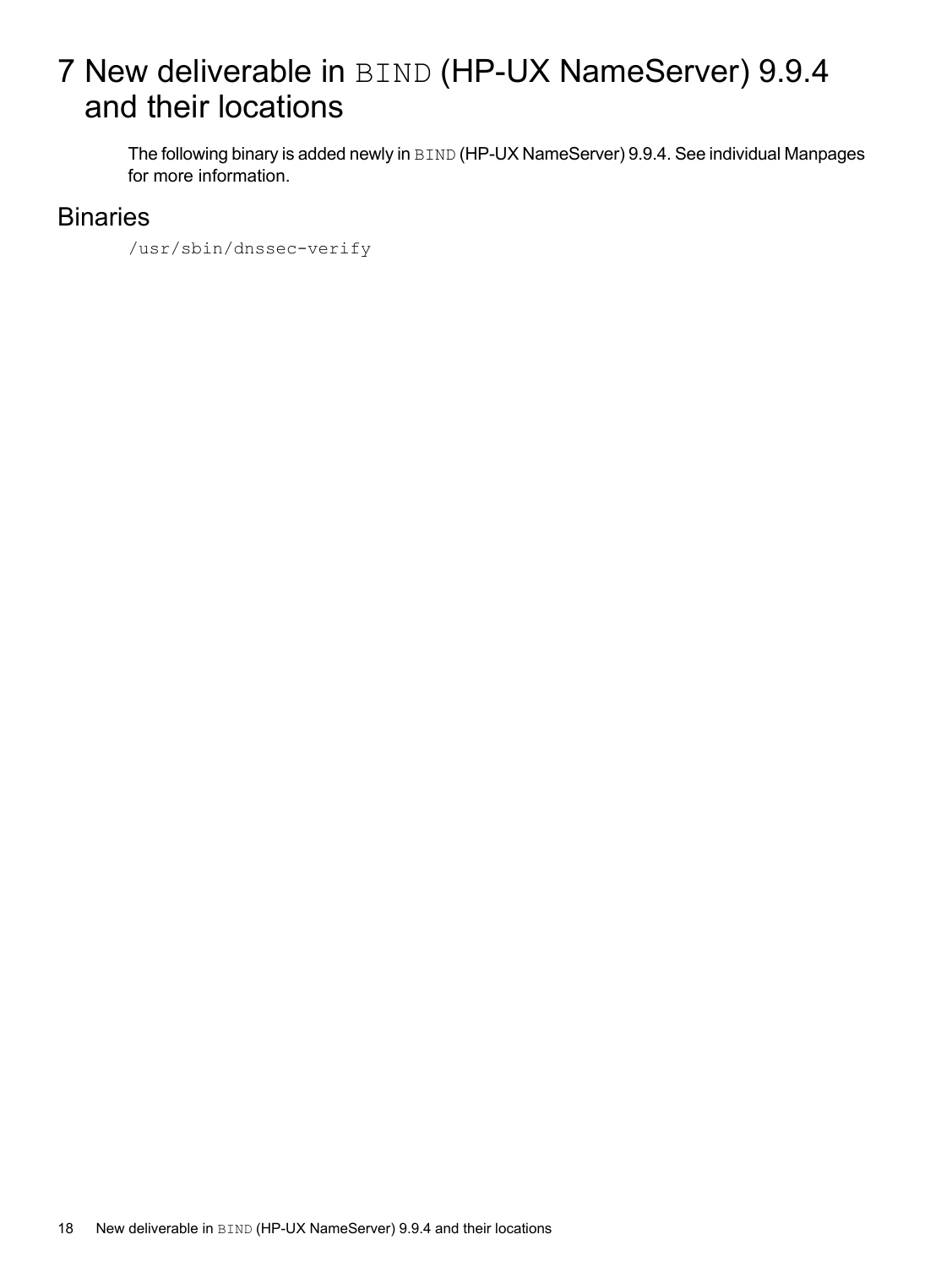# 7 New deliverable in BIND (HP-UX NameServer) 9.9.4 and their locations

The following binary is added newly in BIND (HP-UX NameServer) 9.9.4. See individual Manpages for more information.

## Binaries

/usr/sbin/dnssec-verify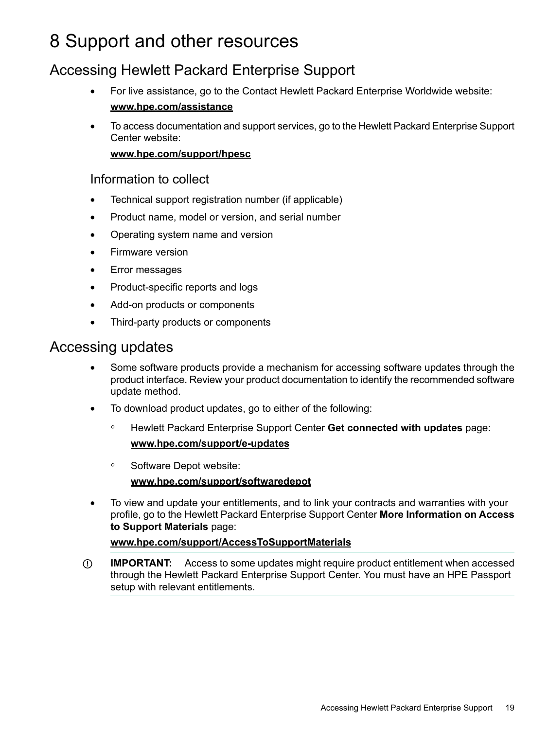# 8 Support and other resources

## Accessing Hewlett Packard Enterprise Support

- For live assistance, go to the Contact Hewlett Packard Enterprise Worldwide website:

  **www.hpe.com/assistance**

- To access documentation and support services, go to the Hewlett Packard Enterprise Support Center website:

  **www.hpe.com/support/hpesc**

### Information to collect

- Technical support registration number (if applicable)
- Product name, model or version, and serial number
- Operating system name and version
- Firmware version
- Error messages
- Product-specific reports and logs
- Add-on products or components
- Third-party products or components

## Accessing updates

- Some software products provide a mechanism for accessing software updates through the product interface. Review your product documentation to identify the recommended software update method.
- To download product updates, go to either of the following:
  - Hewlett Packard Enterprise Support Center **Get connected with updates** page:

    **www.hpe.com/support/e-updates**

  - Software Depot website:

    **www.hpe.com/support/softwaredepot**

- To view and update your entitlements, and to link your contracts and warranties with your profile, go to the Hewlett Packard Enterprise Support Center **More Information on Access to Support Materials** page:

  **www.hpe.com/support/AccessToSupportMaterials**

**IMPORTANT:** Access to some updates might require product entitlement when accessed through the Hewlett Packard Enterprise Support Center. You must have an HPE Passport setup with relevant entitlements.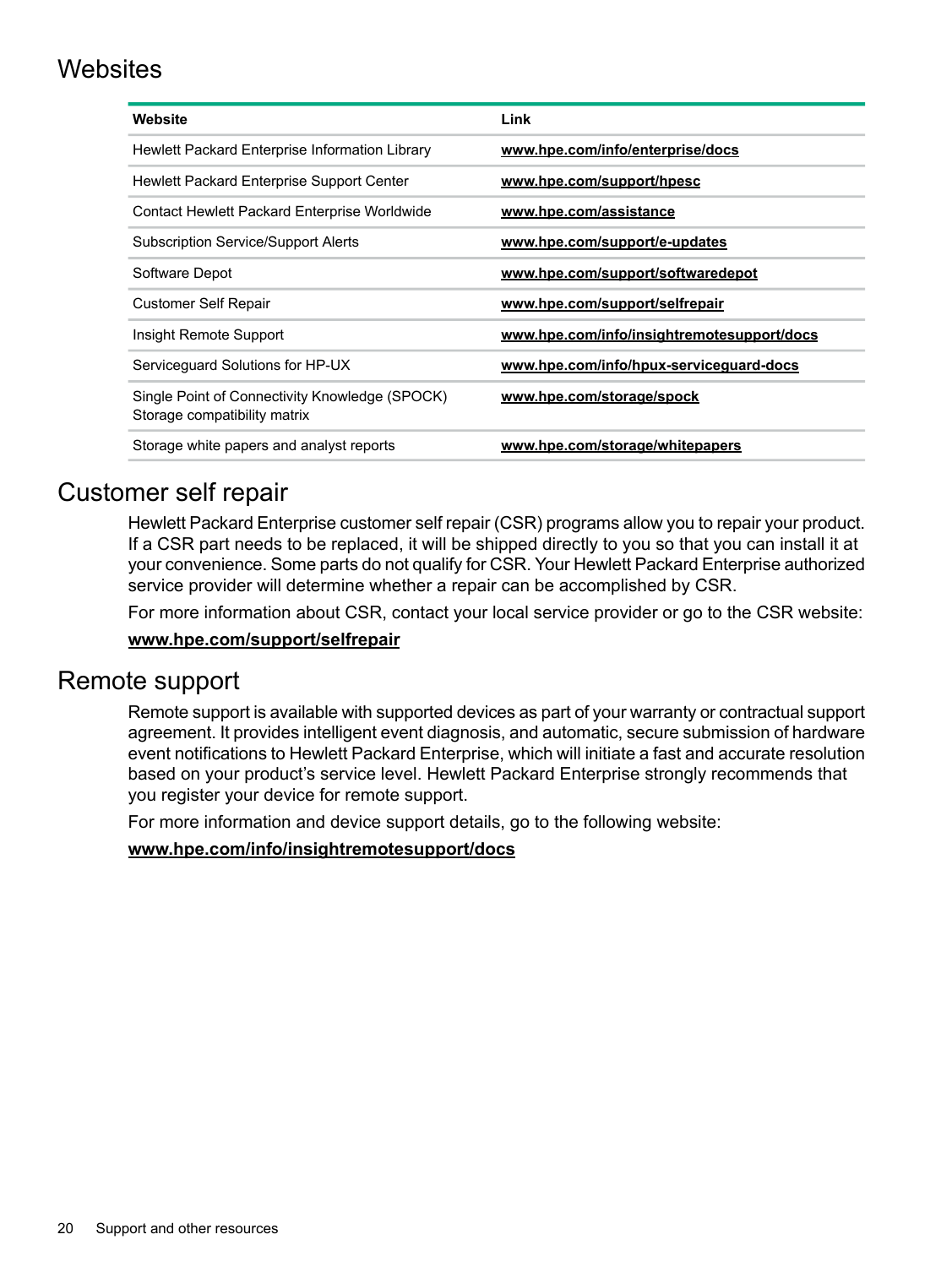## Websites

| Website | Link |
| --- | --- |
| Hewlett Packard Enterprise Information Library | **www.hpe.com/info/enterprise/docs** |
| Hewlett Packard Enterprise Support Center | **www.hpe.com/support/hpesc** |
| Contact Hewlett Packard Enterprise Worldwide | **www.hpe.com/assistance** |
| Subscription Service/Support Alerts | **www.hpe.com/support/e-updates** |
| Software Depot | **www.hpe.com/support/softwaredepot** |
| Customer Self Repair | **www.hpe.com/support/selfrepair** |
| Insight Remote Support | **www.hpe.com/info/insightremotesupport/docs** |
| Serviceguard Solutions for HP-UX | **www.hpe.com/info/hpux-serviceguard-docs** |
| Single Point of Connectivity Knowledge (SPOCK) Storage compatibility matrix | **www.hpe.com/storage/spock** |
| Storage white papers and analyst reports | **www.hpe.com/storage/whitepapers** |

## Customer self repair

Hewlett Packard Enterprise customer self repair (CSR) programs allow you to repair your product. If a CSR part needs to be replaced, it will be shipped directly to you so that you can install it at your convenience. Some parts do not qualify for CSR. Your Hewlett Packard Enterprise authorized service provider will determine whether a repair can be accomplished by CSR.

For more information about CSR, contact your local service provider or go to the CSR website:

**www.hpe.com/support/selfrepair**

## Remote support

Remote support is available with supported devices as part of your warranty or contractual support agreement. It provides intelligent event diagnosis, and automatic, secure submission of hardware event notifications to Hewlett Packard Enterprise, which will initiate a fast and accurate resolution based on your product's service level. Hewlett Packard Enterprise strongly recommends that you register your device for remote support.

For more information and device support details, go to the following website:

**www.hpe.com/info/insightremotesupport/docs**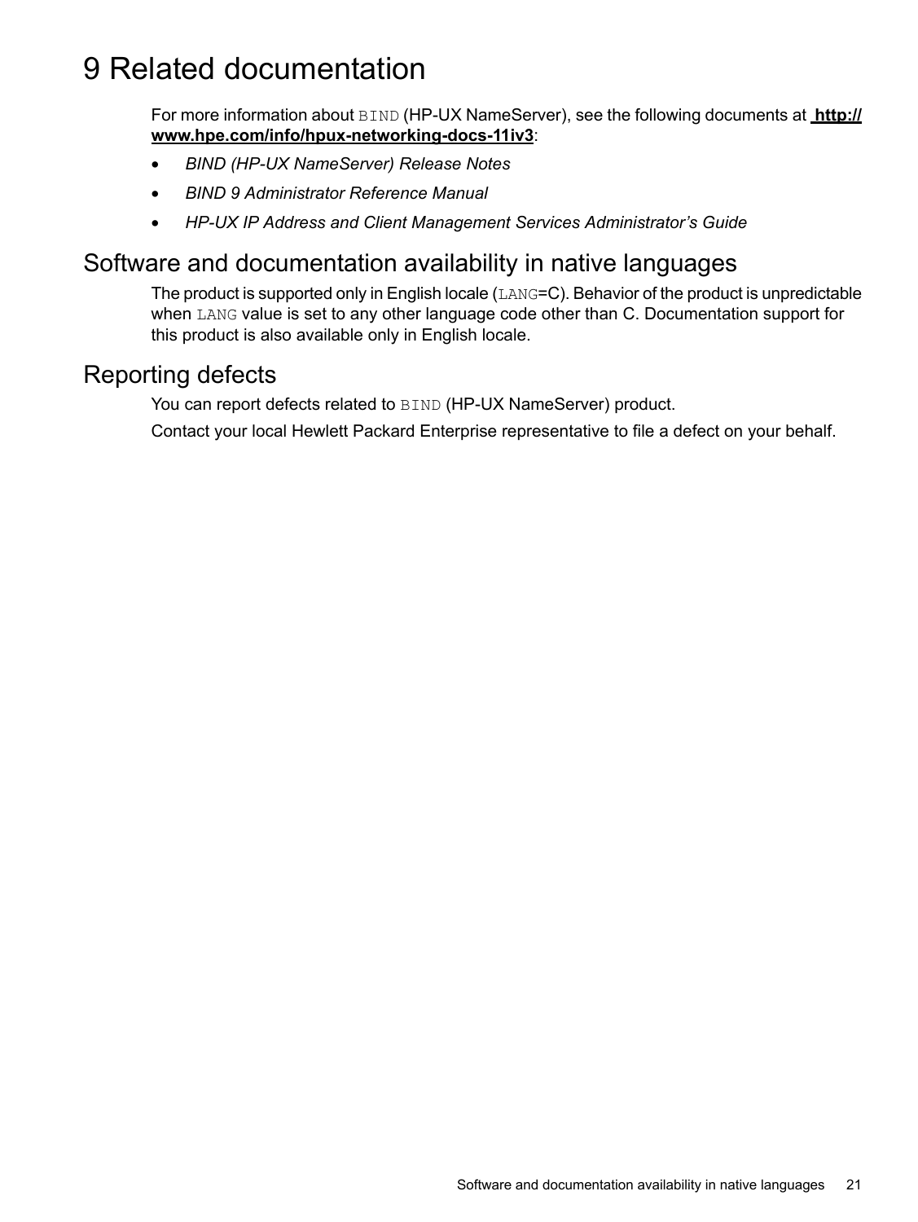# 9 Related documentation

For more information about `BIND` (HP-UX NameServer), see the following documents at **http://www.hpe.com/info/hpux-networking-docs-11iv3**:

- *BIND (HP-UX NameServer) Release Notes*
- *BIND 9 Administrator Reference Manual*
- *HP-UX IP Address and Client Management Services Administrator's Guide*

## Software and documentation availability in native languages

The product is supported only in English locale (`LANG`=C). Behavior of the product is unpredictable when `LANG` value is set to any other language code other than C. Documentation support for this product is also available only in English locale.

## Reporting defects

You can report defects related to `BIND` (HP-UX NameServer) product.

Contact your local Hewlett Packard Enterprise representative to file a defect on your behalf.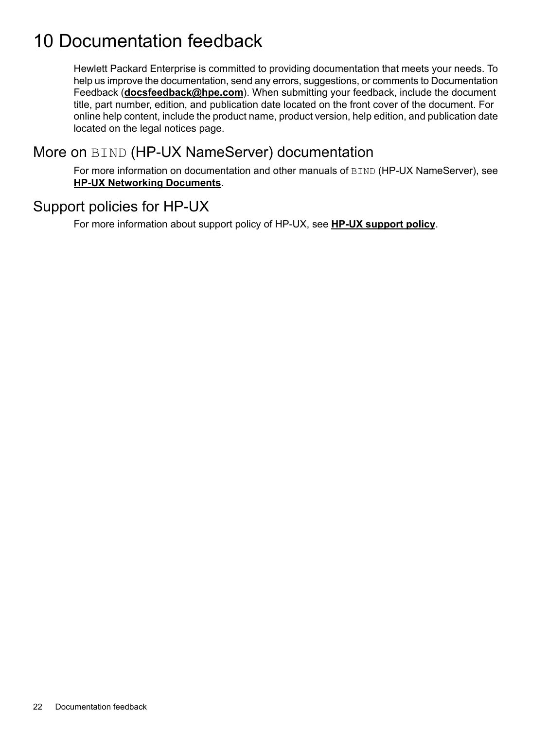# 10 Documentation feedback

Hewlett Packard Enterprise is committed to providing documentation that meets your needs. To help us improve the documentation, send any errors, suggestions, or comments to Documentation Feedback (**docsfeedback@hpe.com**). When submitting your feedback, include the document title, part number, edition, and publication date located on the front cover of the document. For online help content, include the product name, product version, help edition, and publication date located on the legal notices page.

## More on `BIND` (HP-UX NameServer) documentation

For more information on documentation and other manuals of `BIND` (HP-UX NameServer), see **HP-UX Networking Documents**.

## Support policies for HP-UX

For more information about support policy of HP-UX, see **HP-UX support policy**.